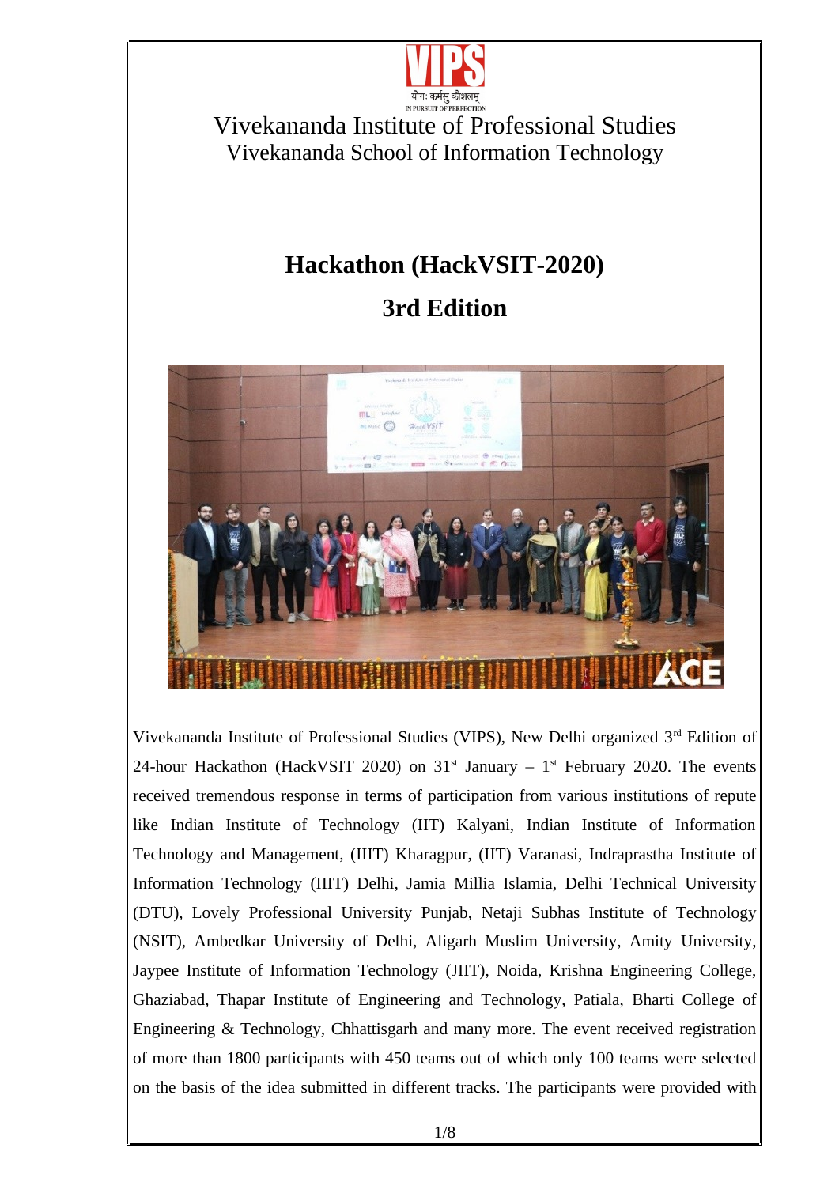योगः कर्मसु कौशलम्

IN PURSUIT OF PERFECTION

Vivekananda Institute of Professional Studies

Vivekananda School of Information Technology

# Hackathon (HackVSIT-2020)

# 3rd Edition

Vivekananda Institute of Professional Studies (VIPS), New Delhi organized 3rd Edition of 24-hour Hackathon (HackVSIT 2020) on 31st January – 1st February 2020. The events received tremendous response in terms of participation from various institutions of repute like Indian Institute of Technology (IIT) Kalyani, Indian Institute of Information Technology and Management, (IIIT) Kharagpur, (IIT) Varanasi, Indraprastha Institute of Information Technology (IIIT) Delhi, Jamia Millia Islamia, Delhi Technical University (DTU), Lovely Professional University Punjab, Netaji Subhas Institute of Technology (NSIT), Ambedkar University of Delhi, Aligarh Muslim University, Amity University, Jaypee Institute of Information Technology (JIIT), Noida, Krishna Engineering College, Ghaziabad, Thapar Institute of Engineering and Technology, Patiala, Bharti College of Engineering & Technology, Chhattisgarh and many more. The event received registration of more than 1800 participants with 450 teams out of which only 100 teams were selected on the basis of the idea submitted in different tracks. The participants were provided with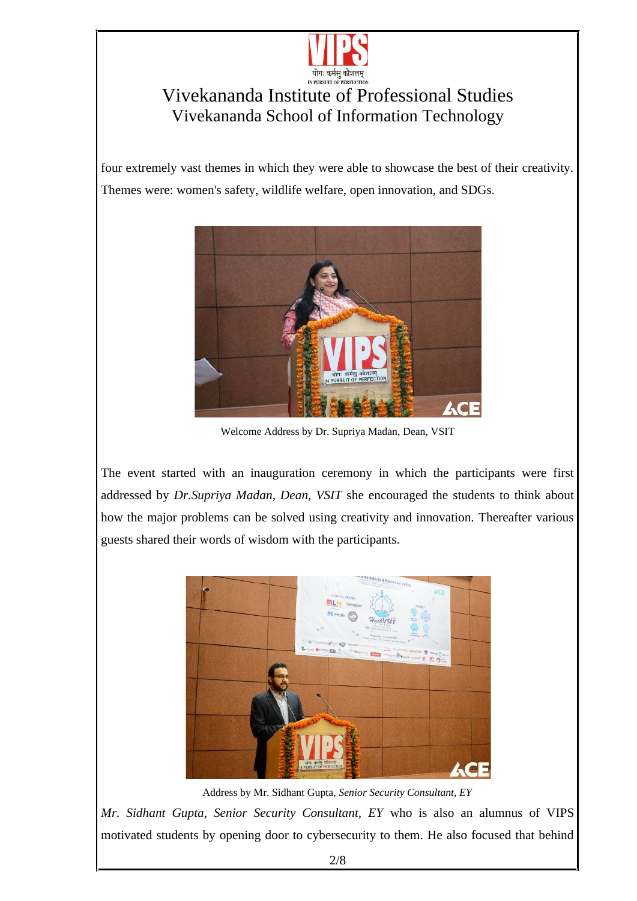four extremely vast themes in which they were able to showcase the best of their creativity. Themes were: women's safety, wildlife welfare, open innovation, and SDGs.

Welcome Address by Dr. Supriya Madan, Dean, VSIT

The event started with an inauguration ceremony in which the participants were first addressed by *Dr.Supriya Madan, Dean, VSIT* she encouraged the students to think about how the major problems can be solved using creativity and innovation. Thereafter various guests shared their words of wisdom with the participants.

Address by Mr. Sidhant Gupta, *Senior Security Consultant, EY*

*Mr. Sidhant Gupta, Senior Security Consultant, EY* who is also an alumnus of VIPS motivated students by opening door to cybersecurity to them. He also focused that behind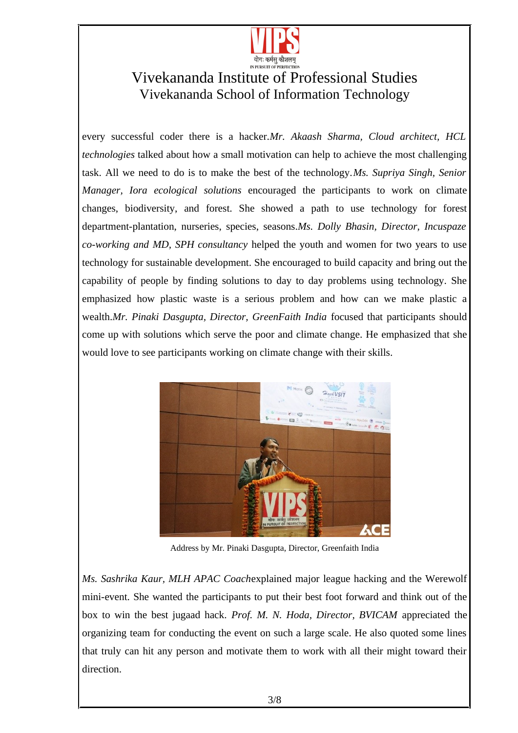every successful coder there is a hacker.*Mr. Akaash Sharma, Cloud architect, HCL technologies* talked about how a small motivation can help to achieve the most challenging task. All we need to do is to make the best of the technology.*Ms. Supriya Singh, Senior Manager, Iora ecological solutions* encouraged the participants to work on climate changes, biodiversity, and forest. She showed a path to use technology for forest department-plantation, nurseries, species, seasons.*Ms. Dolly Bhasin, Director, Incuspaze co-working and MD, SPH consultancy* helped the youth and women for two years to use technology for sustainable development. She encouraged to build capacity and bring out the capability of people by finding solutions to day to day problems using technology. She emphasized how plastic waste is a serious problem and how can we make plastic a wealth.*Mr. Pinaki Dasgupta, Director, GreenFaith India* focused that participants should come up with solutions which serve the poor and climate change. He emphasized that she would love to see participants working on climate change with their skills.

Address by Mr. Pinaki Dasgupta, Director, Greenfaith India

*Ms. Sashrika Kaur, MLH APAC Coach*explained major league hacking and the Werewolf mini-event. She wanted the participants to put their best foot forward and think out of the box to win the best jugaad hack. *Prof. M. N. Hoda, Director, BVICAM* appreciated the organizing team for conducting the event on such a large scale. He also quoted some lines that truly can hit any person and motivate them to work with all their might toward their direction.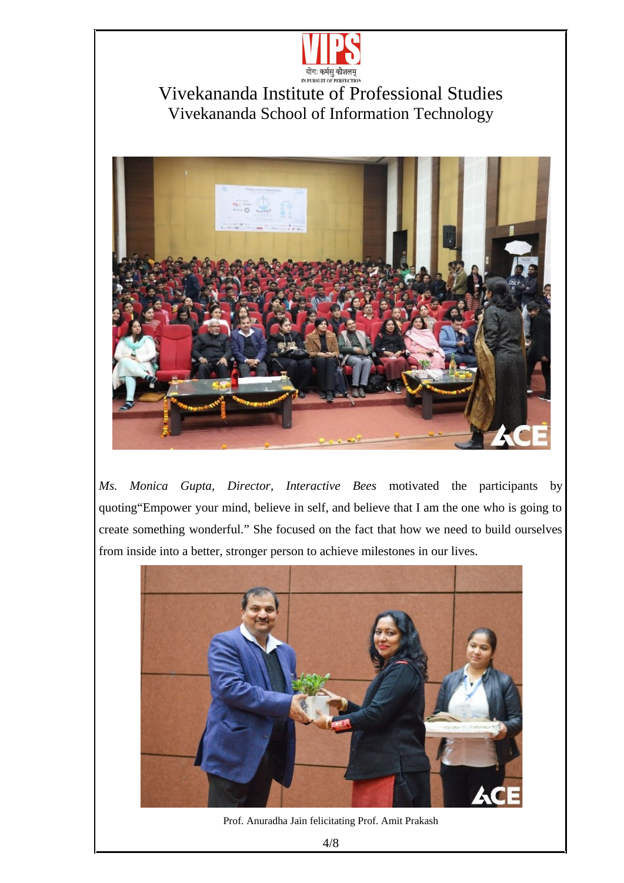Vivekananda Institute of Professional Studies
Vivekananda School of Information Technology

*Ms. Monica Gupta, Director, Interactive Bees* motivated the participants by quoting“Empower your mind, believe in self, and believe that I am the one who is going to create something wonderful.” She focused on the fact that how we need to build ourselves from inside into a better, stronger person to achieve milestones in our lives.

Prof. Anuradha Jain felicitating Prof. Amit Prakash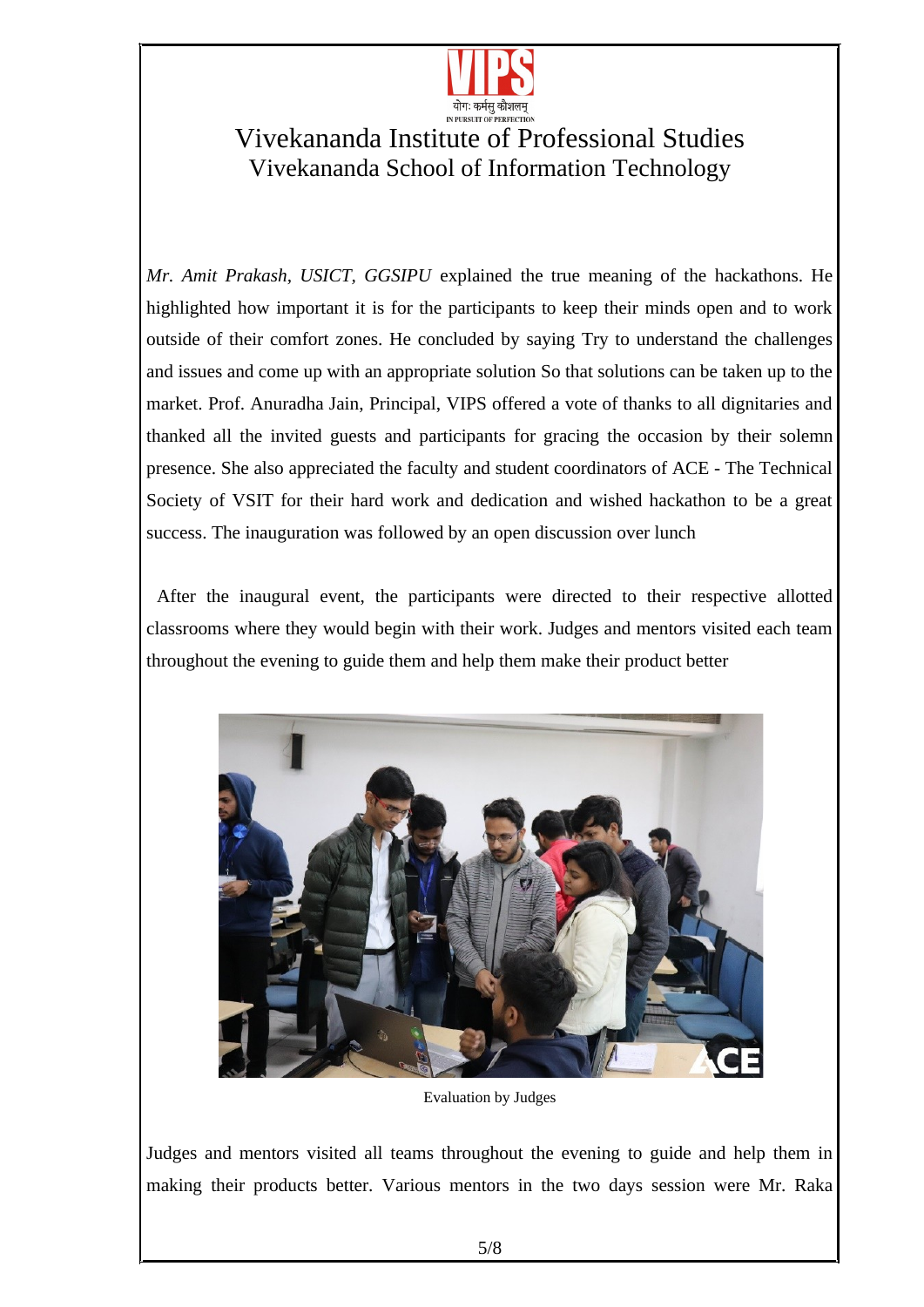*Mr. Amit Prakash, USICT, GGSIPU* explained the true meaning of the hackathons. He highlighted how important it is for the participants to keep their minds open and to work outside of their comfort zones. He concluded by saying Try to understand the challenges and issues and come up with an appropriate solution So that solutions can be taken up to the market. Prof. Anuradha Jain, Principal, VIPS offered a vote of thanks to all dignitaries and thanked all the invited guests and participants for gracing the occasion by their solemn presence. She also appreciated the faculty and student coordinators of ACE - The Technical Society of VSIT for their hard work and dedication and wished hackathon to be a great success. The inauguration was followed by an open discussion over lunch

After the inaugural event, the participants were directed to their respective allotted classrooms where they would begin with their work. Judges and mentors visited each team throughout the evening to guide them and help them make their product better

Evaluation by Judges

Judges and mentors visited all teams throughout the evening to guide and help them in making their products better. Various mentors in the two days session were Mr. Raka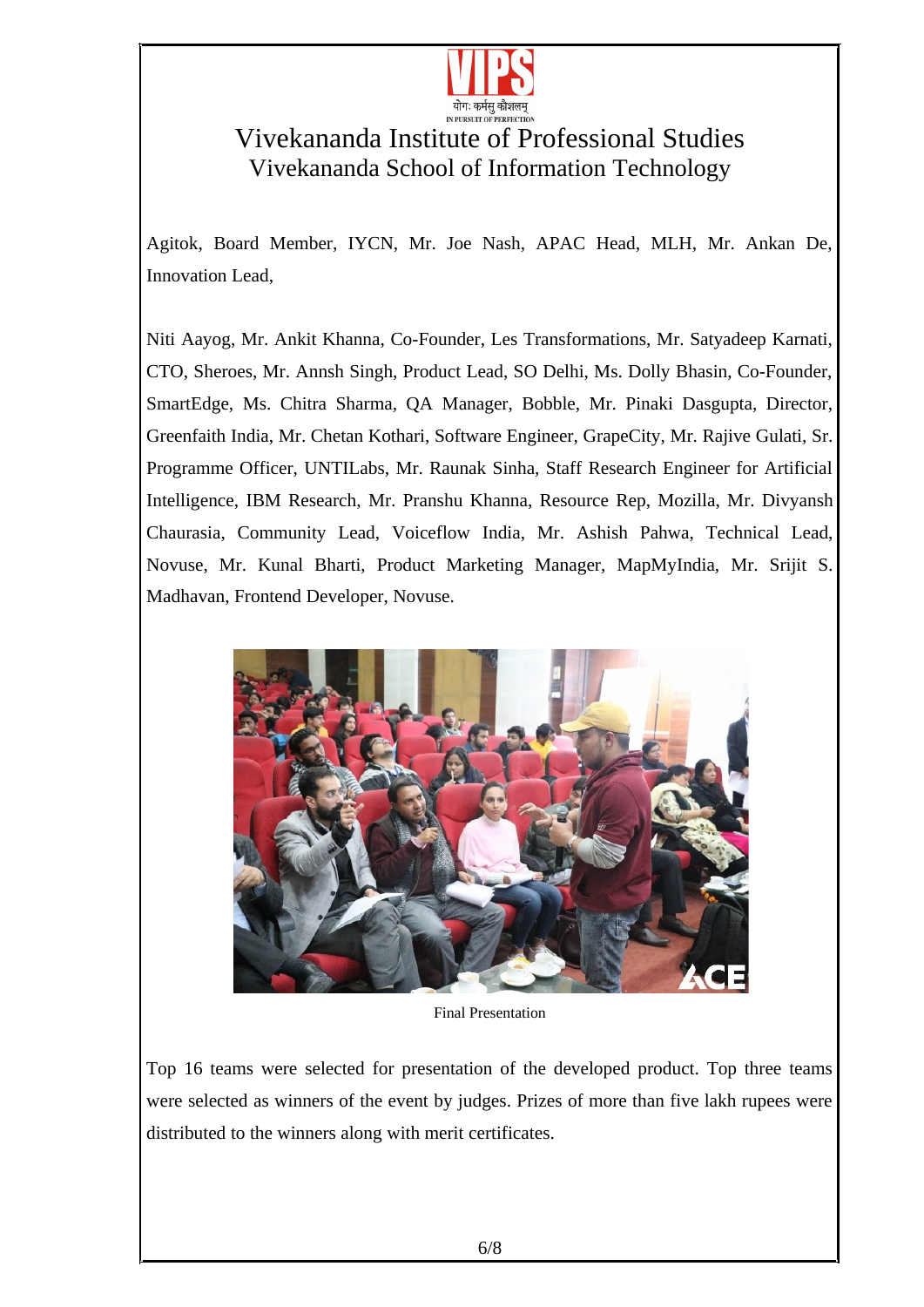Agitok, Board Member, IYCN, Mr. Joe Nash, APAC Head, MLH, Mr. Ankan De, Innovation Lead,

Niti Aayog, Mr. Ankit Khanna, Co-Founder, Les Transformations, Mr. Satyadeep Karnati, CTO, Sheroes, Mr. Annsh Singh, Product Lead, SO Delhi, Ms. Dolly Bhasin, Co-Founder, SmartEdge, Ms. Chitra Sharma, QA Manager, Bobble, Mr. Pinaki Dasgupta, Director, Greenfaith India, Mr. Chetan Kothari, Software Engineer, GrapeCity, Mr. Rajive Gulati, Sr. Programme Officer, UNTILabs, Mr. Raunak Sinha, Staff Research Engineer for Artificial Intelligence, IBM Research, Mr. Pranshu Khanna, Resource Rep, Mozilla, Mr. Divyansh Chaurasia, Community Lead, Voiceflow India, Mr. Ashish Pahwa, Technical Lead, Novuse, Mr. Kunal Bharti, Product Marketing Manager, MapMyIndia, Mr. Srijit S. Madhavan, Frontend Developer, Novuse.

Final Presentation

Top 16 teams were selected for presentation of the developed product. Top three teams were selected as winners of the event by judges. Prizes of more than five lakh rupees were distributed to the winners along with merit certificates.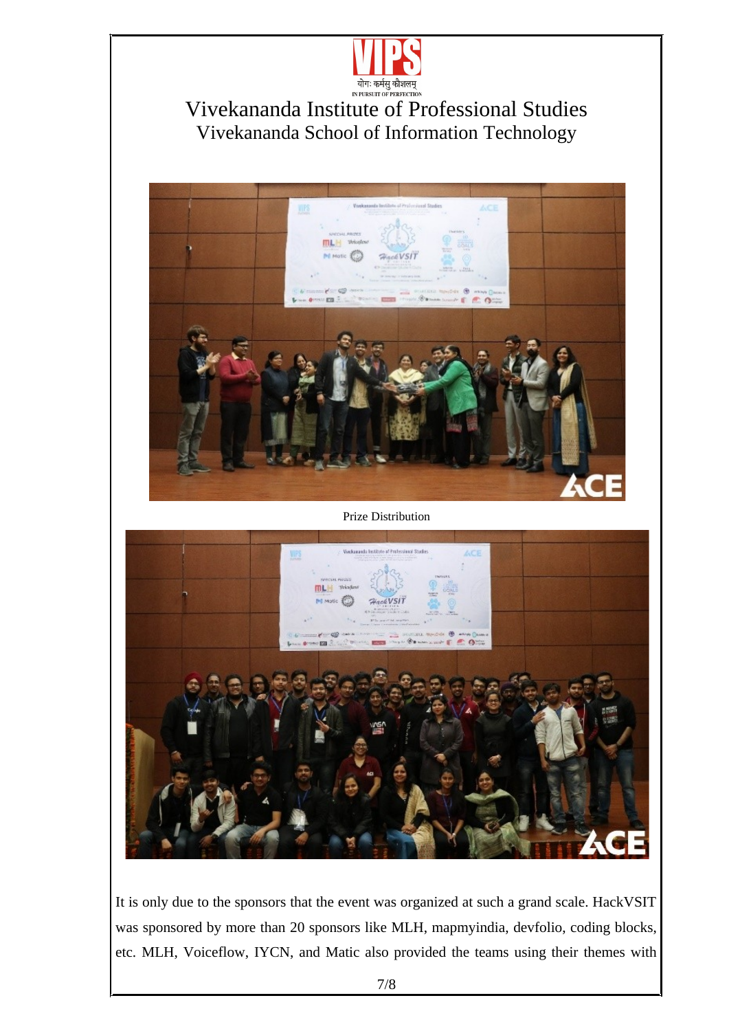योगः कर्मसु कौशलम्
IN PURSUIT OF PERFECTION

# Vivekananda Institute of Professional Studies
## Vivekananda School of Information Technology

Prize Distribution

It is only due to the sponsors that the event was organized at such a grand scale. HackVSIT was sponsored by more than 20 sponsors like MLH, mapmyindia, devfolio, coding blocks, etc. MLH, Voiceflow, IYCN, and Matic also provided the teams using their themes with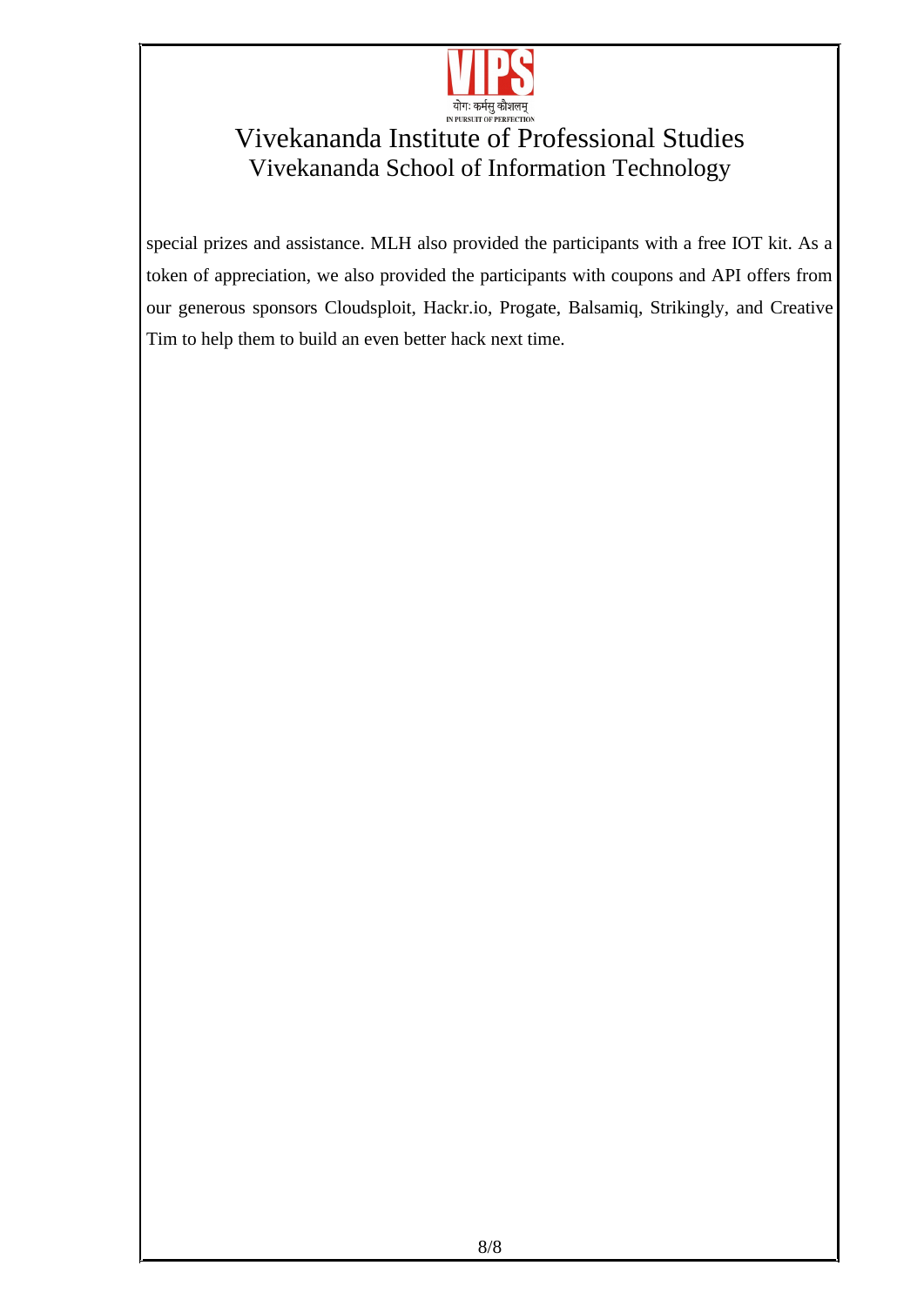special prizes and assistance. MLH also provided the participants with a free IOT kit. As a token of appreciation, we also provided the participants with coupons and API offers from our generous sponsors Cloudsploit, Hackr.io, Progate, Balsamiq, Strikingly, and Creative Tim to help them to build an even better hack next time.